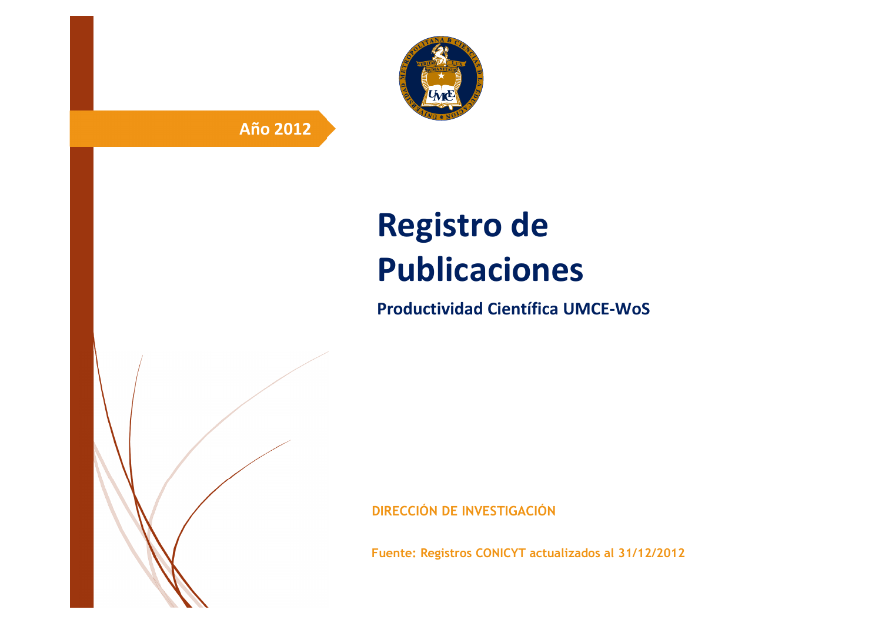**Año 2012**

# Registro de Publicaciones

**Productividad Científica UMCE-WoS**

**DIRECCIÓN DE INVESTIGACIÓN**

**Fuente: Registros CONICYT actualizados al 31/12/2012**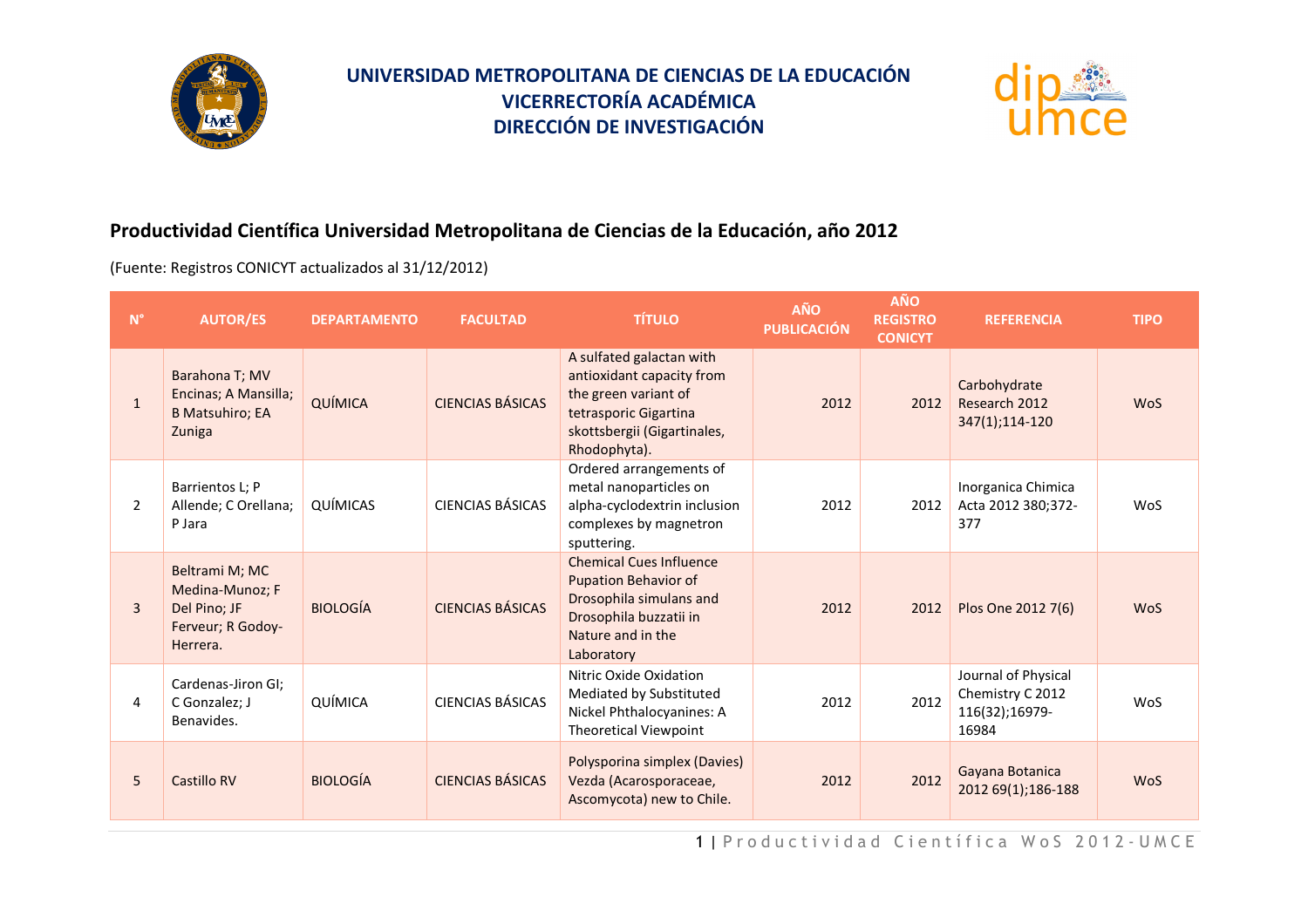# UNIVERSIDAD METROPOLITANA DE CIENCIAS DE LA EDUCACIÓN
## VICERRECTORÍA ACADÉMICA
## DIRECCIÓN DE INVESTIGACIÓN

## Productividad Científica Universidad Metropolitana de Ciencias de la Educación, año 2012

(Fuente: Registros CONICYT actualizados al 31/12/2012)

| N° | AUTOR/ES | DEPARTAMENTO | FACULTAD | TÍTULO | AÑO PUBLICACIÓN | AÑO REGISTRO CONICYT | REFERENCIA | TIPO |
|---|---|---|---|---|---|---|---|---|
| 1 | Barahona T; MV Encinas; A Mansilla; B Matsuhiro; EA Zuniga | QUÍMICA | CIENCIAS BÁSICAS | A sulfated galactan with antioxidant capacity from the green variant of tetrasporic Gigartina skottsbergii (Gigartinales, Rhodophyta). | 2012 | 2012 | Carbohydrate Research 2012 347(1);114-120 | WoS |
| 2 | Barrientos L; P Allende; C Orellana; P Jara | QUÍMICAS | CIENCIAS BÁSICAS | Ordered arrangements of metal nanoparticles on alpha-cyclodextrin inclusion complexes by magnetron sputtering. | 2012 | 2012 | Inorganica Chimica Acta 2012 380;372-377 | WoS |
| 3 | Beltrami M; MC Medina-Munoz; F Del Pino; JF Ferveur; R Godoy-Herrera. | BIOLOGÍA | CIENCIAS BÁSICAS | Chemical Cues Influence Pupation Behavior of Drosophila simulans and Drosophila buzzatii in Nature and in the Laboratory | 2012 | 2012 | Plos One 2012 7(6) | WoS |
| 4 | Cardenas-Jiron GI; C Gonzalez; J Benavides. | QUÍMICA | CIENCIAS BÁSICAS | Nitric Oxide Oxidation Mediated by Substituted Nickel Phthalocyanines: A Theoretical Viewpoint | 2012 | 2012 | Journal of Physical Chemistry C 2012 116(32);16979-16984 | WoS |
| 5 | Castillo RV | BIOLOGÍA | CIENCIAS BÁSICAS | Polysporina simplex (Davies) Vezda (Acarosporaceae, Ascomycota) new to Chile. | 2012 | 2012 | Gayana Botanica 2012 69(1);186-188 | WoS |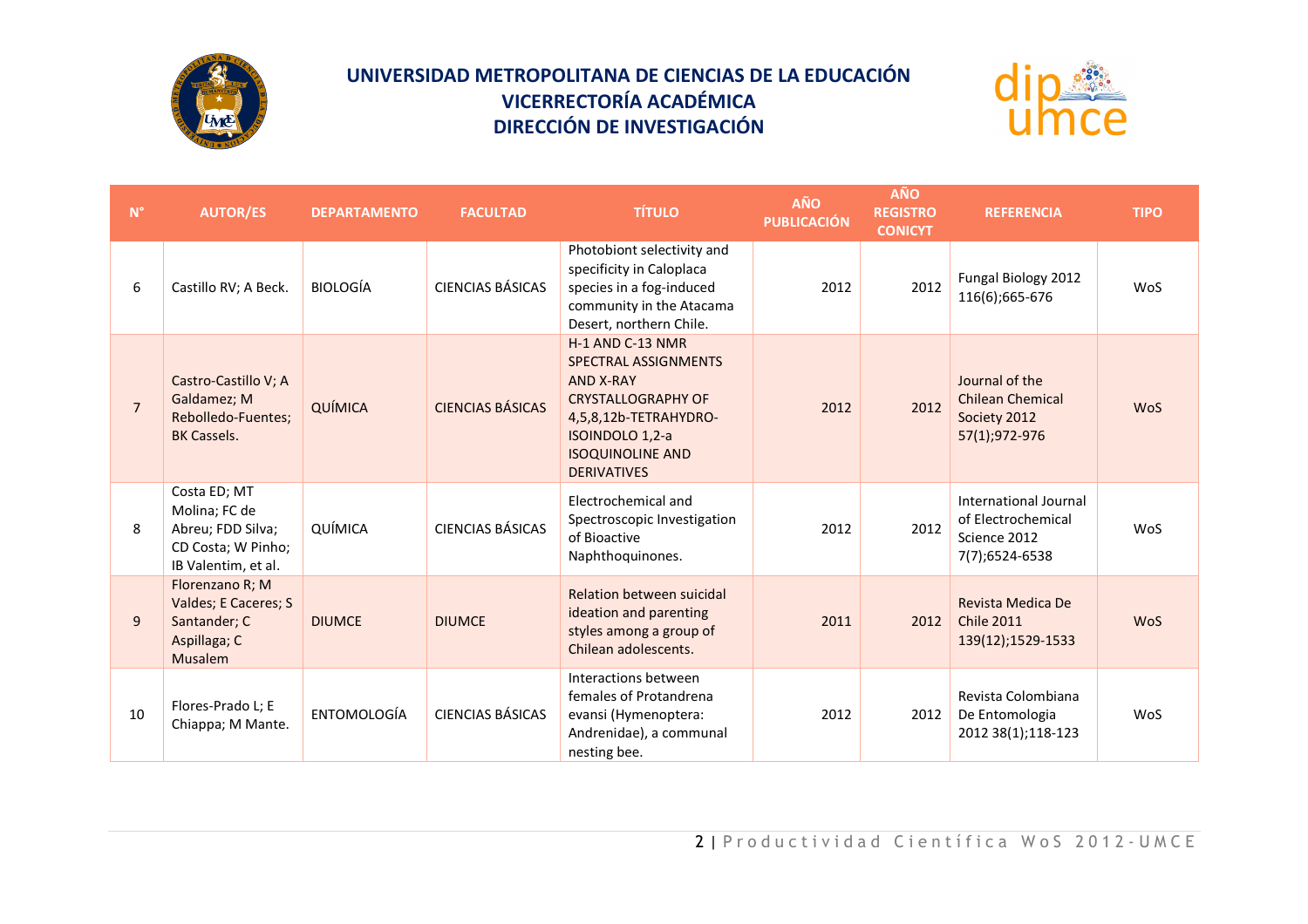# UNIVERSIDAD METROPOLITANA DE CIENCIAS DE LA EDUCACIÓN
## VICERRECTORÍA ACADÉMICA
## DIRECCIÓN DE INVESTIGACIÓN

| N° | AUTOR/ES | DEPARTAMENTO | FACULTAD | TÍTULO | AÑO PUBLICACIÓN | AÑO REGISTRO CONICYT | REFERENCIA | TIPO |
|---|---|---|---|---|---|---|---|---|
| 6 | Castillo RV; A Beck. | BIOLOGÍA | CIENCIAS BÁSICAS | Photobiont selectivity and specificity in Caloplaca species in a fog-induced community in the Atacama Desert, northern Chile. | 2012 | 2012 | Fungal Biology 2012 116(6);665-676 | WoS |
| 7 | Castro-Castillo V; A Galdamez; M Rebolledo-Fuentes; BK Cassels. | QUÍMICA | CIENCIAS BÁSICAS | H-1 AND C-13 NMR SPECTRAL ASSIGNMENTS AND X-RAY CRYSTALLOGRAPHY OF 4,5,8,12b-TETRAHYDRO-ISOINDOLO 1,2-a ISOQUINOLINE AND DERIVATIVES | 2012 | 2012 | Journal of the Chilean Chemical Society 2012 57(1);972-976 | WoS |
| 8 | Costa ED; MT Molina; FC de Abreu; FDD Silva; CD Costa; W Pinho; IB Valentim, et al. | QUÍMICA | CIENCIAS BÁSICAS | Electrochemical and Spectroscopic Investigation of Bioactive Naphthoquinones. | 2012 | 2012 | International Journal of Electrochemical Science 2012 7(7);6524-6538 | WoS |
| 9 | Florenzano R; M Valdes; E Caceres; S Santander; C Aspillaga; C Musalem | DIUMCE | DIUMCE | Relation between suicidal ideation and parenting styles among a group of Chilean adolescents. | 2011 | 2012 | Revista Medica De Chile 2011 139(12);1529-1533 | WoS |
| 10 | Flores-Prado L; E Chiappa; M Mante. | ENTOMOLOGÍA | CIENCIAS BÁSICAS | Interactions between females of Protandrena evansi (Hymenoptera: Andrenidae), a communal nesting bee. | 2012 | 2012 | Revista Colombiana De Entomologia 2012 38(1);118-123 | WoS |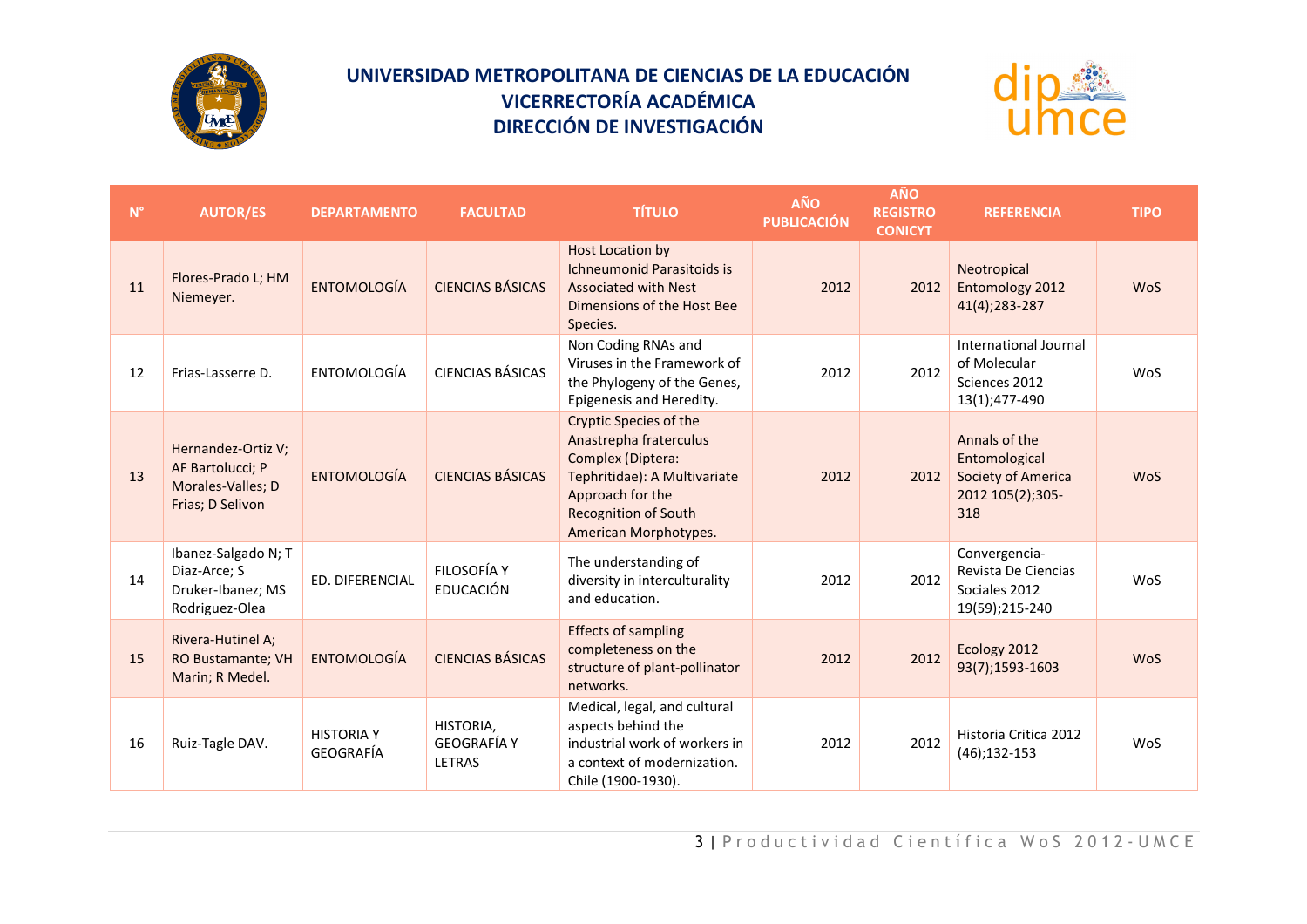# UNIVERSIDAD METROPOLITANA DE CIENCIAS DE LA EDUCACIÓN
## VICERRECTORÍA ACADÉMICA
## DIRECCIÓN DE INVESTIGACIÓN

| N° | AUTOR/ES | DEPARTAMENTO | FACULTAD | TÍTULO | AÑO PUBLICACIÓN | AÑO REGISTRO CONICYT | REFERENCIA | TIPO |
|---|---|---|---|---|---|---|---|---|
| 11 | Flores-Prado L; HM Niemeyer. | ENTOMOLOGÍA | CIENCIAS BÁSICAS | Host Location by Ichneumonid Parasitoids is Associated with Nest Dimensions of the Host Bee Species. | 2012 | 2012 | Neotropical Entomology 2012 41(4);283-287 | WoS |
| 12 | Frias-Lasserre D. | ENTOMOLOGÍA | CIENCIAS BÁSICAS | Non Coding RNAs and Viruses in the Framework of the Phylogeny of the Genes, Epigenesis and Heredity. | 2012 | 2012 | International Journal of Molecular Sciences 2012 13(1);477-490 | WoS |
| 13 | Hernandez-Ortiz V; AF Bartolucci; P Morales-Valles; D Frias; D Selivon | ENTOMOLOGÍA | CIENCIAS BÁSICAS | Cryptic Species of the Anastrepha fraterculus Complex (Diptera: Tephritidae): A Multivariate Approach for the Recognition of South American Morphotypes. | 2012 | 2012 | Annals of the Entomological Society of America 2012 105(2);305-318 | WoS |
| 14 | Ibanez-Salgado N; T Diaz-Arce; S Druker-Ibanez; MS Rodriguez-Olea | ED. DIFERENCIAL | FILOSOFÍA Y EDUCACIÓN | The understanding of diversity in interculturality and education. | 2012 | 2012 | Convergencia-Revista De Ciencias Sociales 2012 19(59);215-240 | WoS |
| 15 | Rivera-Hutinel A; RO Bustamante; VH Marin; R Medel. | ENTOMOLOGÍA | CIENCIAS BÁSICAS | Effects of sampling completeness on the structure of plant-pollinator networks. | 2012 | 2012 | Ecology 2012 93(7);1593-1603 | WoS |
| 16 | Ruiz-Tagle DAV. | HISTORIA Y GEOGRAFÍA | HISTORIA, GEOGRAFÍA Y LETRAS | Medical, legal, and cultural aspects behind the industrial work of workers in a context of modernization. Chile (1900-1930). | 2012 | 2012 | Historia Critica 2012 (46);132-153 | WoS |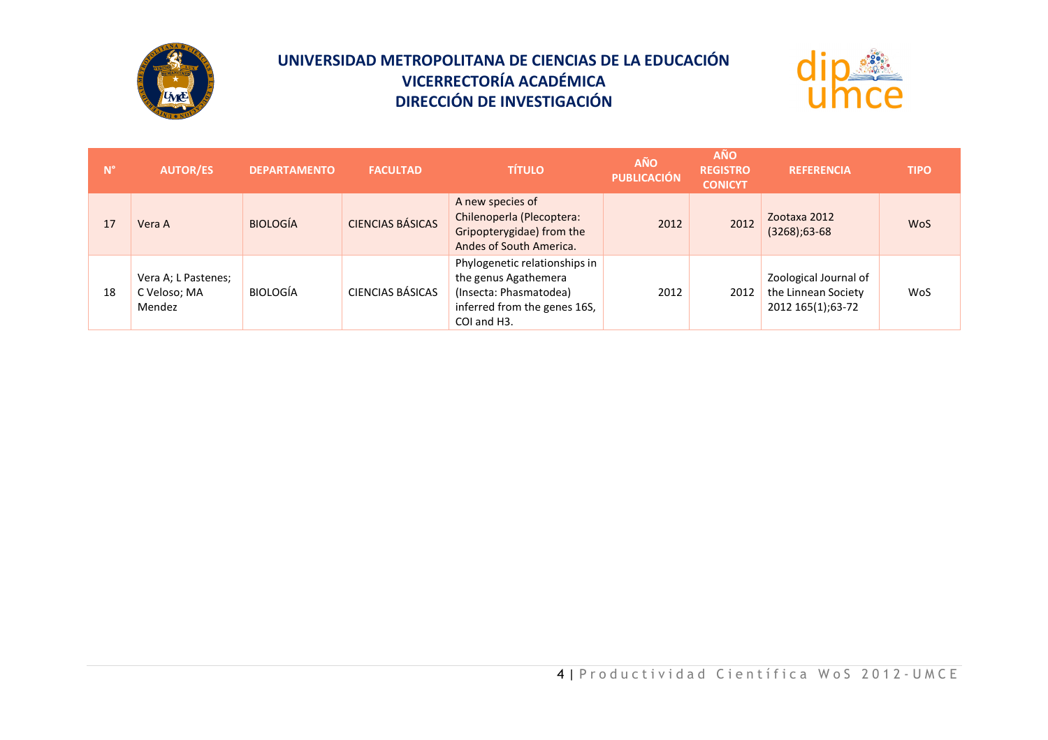# UNIVERSIDAD METROPOLITANA DE CIENCIAS DE LA EDUCACIÓN
## VICERRECTORÍA ACADÉMICA
## DIRECCIÓN DE INVESTIGACIÓN

| N° | AUTOR/ES | DEPARTAMENTO | FACULTAD | TÍTULO | AÑO PUBLICACIÓN | AÑO REGISTRO CONICYT | REFERENCIA | TIPO |
|---|---|---|---|---|---|---|---|---|
| 17 | Vera A | BIOLOGÍA | CIENCIAS BÁSICAS | A new species of Chilenoperla (Plecoptera: Gripopterygidae) from the Andes of South America. | 2012 | 2012 | Zootaxa 2012 (3268);63-68 | WoS |
| 18 | Vera A; L Pastenes; C Veloso; MA Mendez | BIOLOGÍA | CIENCIAS BÁSICAS | Phylogenetic relationships in the genus Agathemera (Insecta: Phasmatodea) inferred from the genes 16S, COI and H3. | 2012 | 2012 | Zoological Journal of the Linnean Society 2012 165(1);63-72 | WoS |